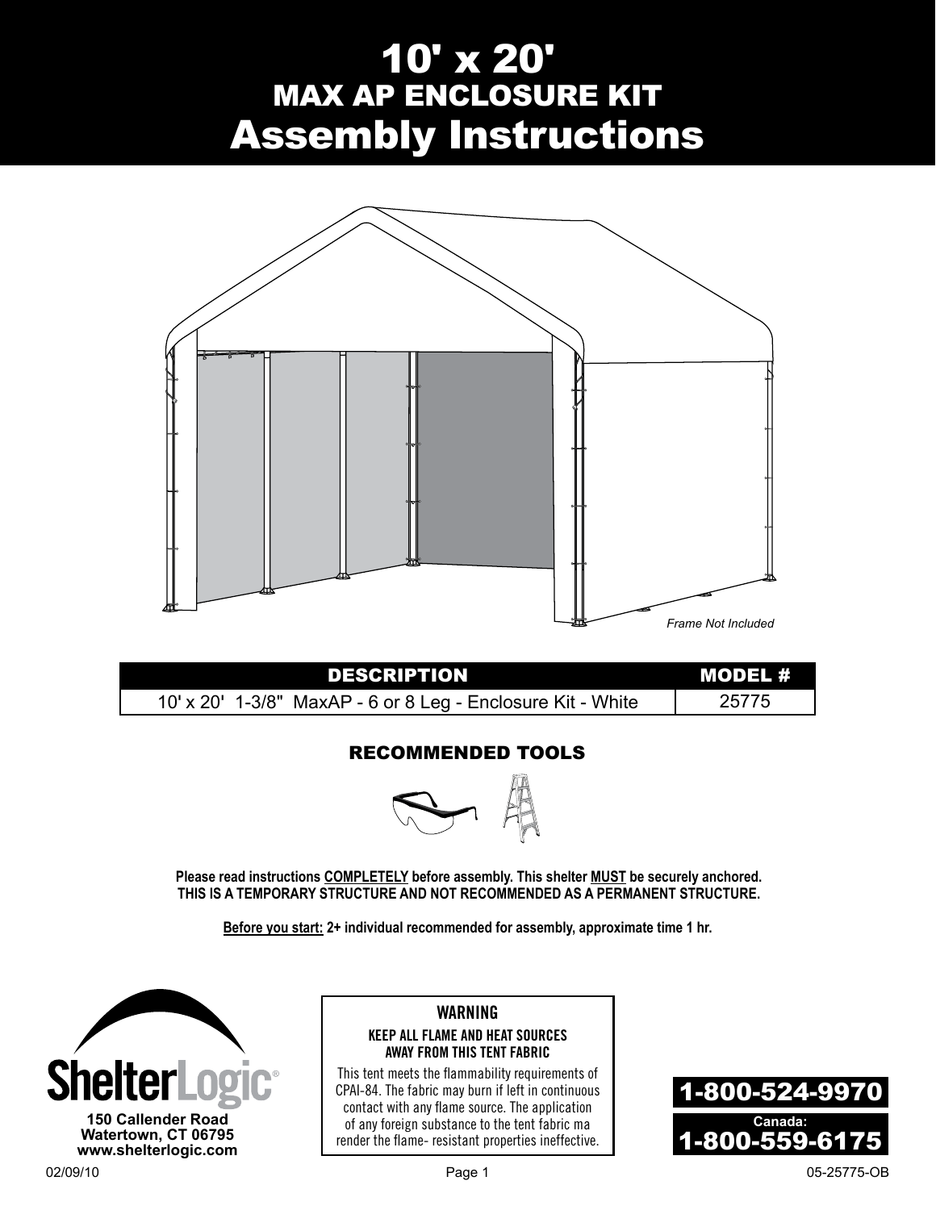# 10' x 20'
## MAX AP ENCLOSURE KIT
# Assembly Instructions

*Frame Not Included*

| DESCRIPTION | MODEL # |
| --- | --- |
| 10' x 20' 1-3/8" MaxAP - 6 or 8 Leg - Enclosure Kit - White | 25775 |

### RECOMMENDED TOOLS

**Please read instructions COMPLETELY before assembly. This shelter MUST be securely anchored.**
**THIS IS A TEMPORARY STRUCTURE AND NOT RECOMMENDED AS A PERMANENT STRUCTURE.**

**Before you start: 2+ individual recommended for assembly, approximate time 1 hr.**

**ShelterLogic®**
**150 Callender Road**
**Watertown, CT 06795**
**www.shelterlogic.com**

**WARNING**
**KEEP ALL FLAME AND HEAT SOURCES AWAY FROM THIS TENT FABRIC**
This tent meets the flammability requirements of CPAI-84. The fabric may burn if left in continuous contact with any flame source. The application of any foreign substance to the tent fabric ma render the flame- resistant properties ineffective.

**1-800-524-9970**
**Canada: 1-800-559-6175**

02/09/10

05-25775-OB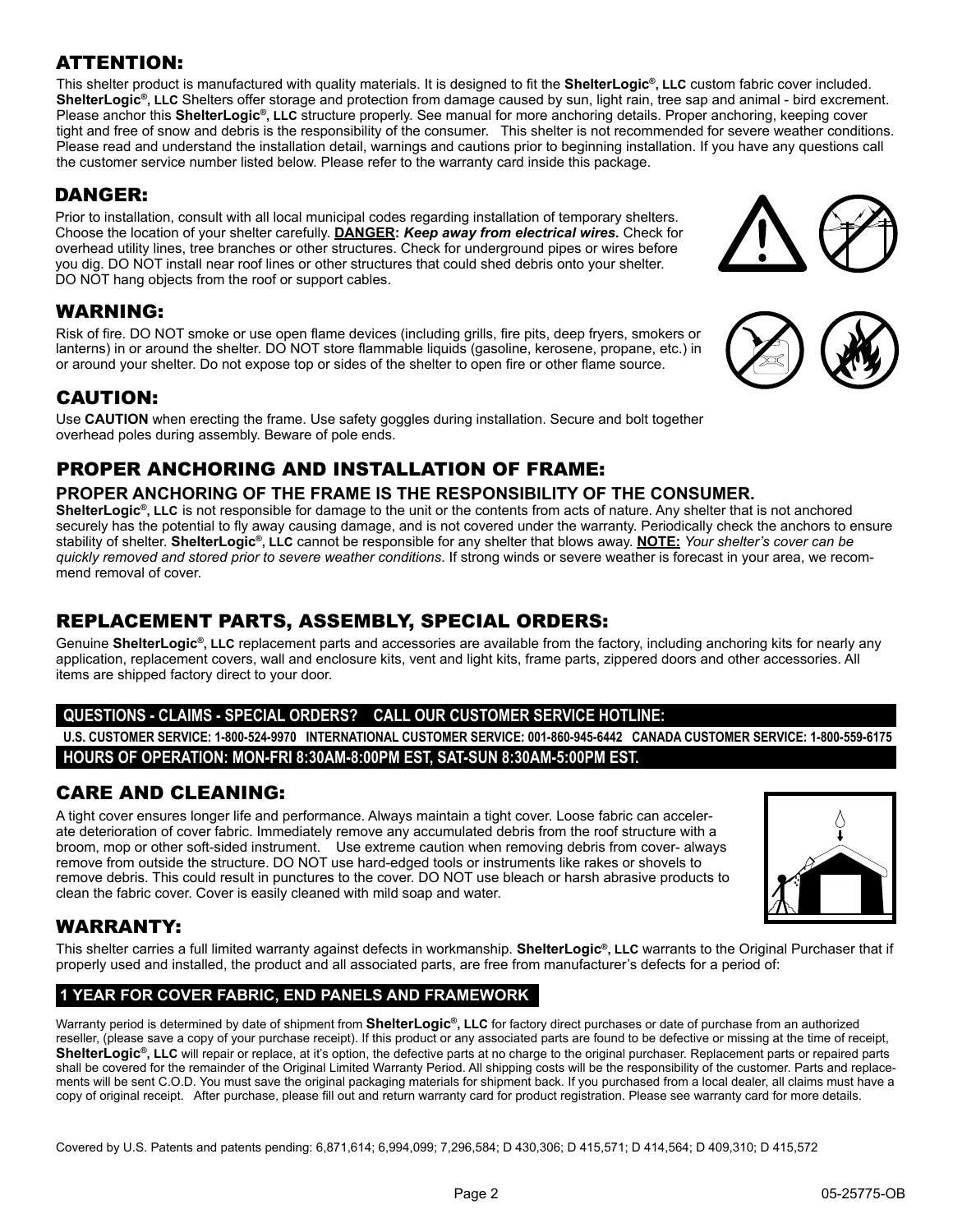## ATTENTION:

This shelter product is manufactured with quality materials. It is designed to fit the **ShelterLogic®, LLC** custom fabric cover included. **ShelterLogic®, LLC** Shelters offer storage and protection from damage caused by sun, light rain, tree sap and animal - bird excrement. Please anchor this **ShelterLogic®, LLC** structure properly. See manual for more anchoring details. Proper anchoring, keeping cover tight and free of snow and debris is the responsibility of the consumer. This shelter is not recommended for severe weather conditions. Please read and understand the installation detail, warnings and cautions prior to beginning installation. If you have any questions call the customer service number listed below. Please refer to the warranty card inside this package.

## DANGER:

Prior to installation, consult with all local municipal codes regarding installation of temporary shelters. Choose the location of your shelter carefully. **DANGER:** ***Keep away from electrical wires.*** Check for overhead utility lines, tree branches or other structures. Check for underground pipes or wires before you dig. DO NOT install near roof lines or other structures that could shed debris onto your shelter. DO NOT hang objects from the roof or support cables.

## WARNING:

Risk of fire. DO NOT smoke or use open flame devices (including grills, fire pits, deep fryers, smokers or lanterns) in or around the shelter. DO NOT store flammable liquids (gasoline, kerosene, propane, etc.) in or around your shelter. Do not expose top or sides of the shelter to open fire or other flame source.

## CAUTION:

Use **CAUTION** when erecting the frame. Use safety goggles during installation. Secure and bolt together overhead poles during assembly. Beware of pole ends.

## PROPER ANCHORING AND INSTALLATION OF FRAME:

### PROPER ANCHORING OF THE FRAME IS THE RESPONSIBILITY OF THE CONSUMER.

**ShelterLogic®, LLC** is not responsible for damage to the unit or the contents from acts of nature. Any shelter that is not anchored securely has the potential to fly away causing damage, and is not covered under the warranty. Periodically check the anchors to ensure stability of shelter. **ShelterLogic®, LLC** cannot be responsible for any shelter that blows away. **NOTE:** *Your shelter's cover can be quickly removed and stored prior to severe weather conditions*. If strong winds or severe weather is forecast in your area, we recommend removal of cover.

## REPLACEMENT PARTS, ASSEMBLY, SPECIAL ORDERS:

Genuine **ShelterLogic®, LLC** replacement parts and accessories are available from the factory, including anchoring kits for nearly any application, replacement covers, wall and enclosure kits, vent and light kits, frame parts, zippered doors and other accessories. All items are shipped factory direct to your door.

**QUESTIONS - CLAIMS - SPECIAL ORDERS? CALL OUR CUSTOMER SERVICE HOTLINE:**

**U.S. CUSTOMER SERVICE: 1-800-524-9970 INTERNATIONAL CUSTOMER SERVICE: 001-860-945-6442 CANADA CUSTOMER SERVICE: 1-800-559-6175**

**HOURS OF OPERATION: MON-FRI 8:30AM-8:00PM EST, SAT-SUN 8:30AM-5:00PM EST.**

## CARE AND CLEANING:

A tight cover ensures longer life and performance. Always maintain a tight cover. Loose fabric can accelerate deterioration of cover fabric. Immediately remove any accumulated debris from the roof structure with a broom, mop or other soft-sided instrument. Use extreme caution when removing debris from cover- always remove from outside the structure. DO NOT use hard-edged tools or instruments like rakes or shovels to remove debris. This could result in punctures to the cover. DO NOT use bleach or harsh abrasive products to clean the fabric cover. Cover is easily cleaned with mild soap and water.

## WARRANTY:

This shelter carries a full limited warranty against defects in workmanship. **ShelterLogic®, LLC** warrants to the Original Purchaser that if properly used and installed, the product and all associated parts, are free from manufacturer's defects for a period of:

**1 YEAR FOR COVER FABRIC, END PANELS AND FRAMEWORK**

Warranty period is determined by date of shipment from **ShelterLogic®, LLC** for factory direct purchases or date of purchase from an authorized reseller, (please save a copy of your purchase receipt). If this product or any associated parts are found to be defective or missing at the time of receipt, **ShelterLogic®, LLC** will repair or replace, at it's option, the defective parts at no charge to the original purchaser. Replacement parts or repaired parts shall be covered for the remainder of the Original Limited Warranty Period. All shipping costs will be the responsibility of the customer. Parts and replacements will be sent C.O.D. You must save the original packaging materials for shipment back. If you purchased from a local dealer, all claims must have a copy of original receipt. After purchase, please fill out and return warranty card for product registration. Please see warranty card for more details.

Covered by U.S. Patents and patents pending: 6,871,614; 6,994,099; 7,296,584; D 430,306; D 415,571; D 414,564; D 409,310; D 415,572

05-25775-OB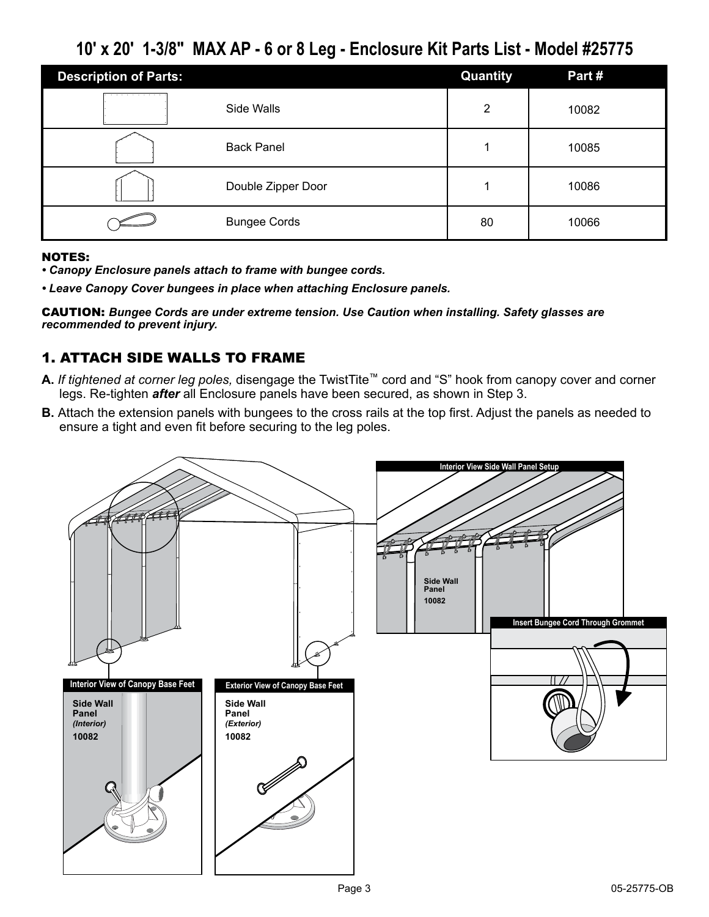# 10' x 20' 1-3/8" MAX AP - 6 or 8 Leg - Enclosure Kit Parts List - Model #25775

| Description of Parts: | | Quantity | Part # |
|---|---|---|---|
| | Side Walls | 2 | 10082 |
| | Back Panel | 1 | 10085 |
| | Double Zipper Door | 1 | 10086 |
| | Bungee Cords | 80 | 10066 |

**NOTES:**

- ***Canopy Enclosure panels attach to frame with bungee cords.***
- ***Leave Canopy Cover bungees in place when attaching Enclosure panels.***

**CAUTION:** ***Bungee Cords are under extreme tension. Use Caution when installing. Safety glasses are recommended to prevent injury.***

## 1. ATTACH SIDE WALLS TO FRAME

**A.** *If tightened at corner leg poles,* disengage the TwistTite™ cord and "S" hook from canopy cover and corner legs. Re-tighten ***after*** all Enclosure panels have been secured, as shown in Step 3.

**B.** Attach the extension panels with bungees to the cross rails at the top first. Adjust the panels as needed to ensure a tight and even fit before securing to the leg poles.

**Interior View Side Wall Panel Setup**

Side Wall Panel 10082

**Insert Bungee Cord Through Grommet**

**Interior View of Canopy Base Feet**

Side Wall Panel *(Interior)* 10082

**Exterior View of Canopy Base Feet**

Side Wall Panel *(Exterior)* 10082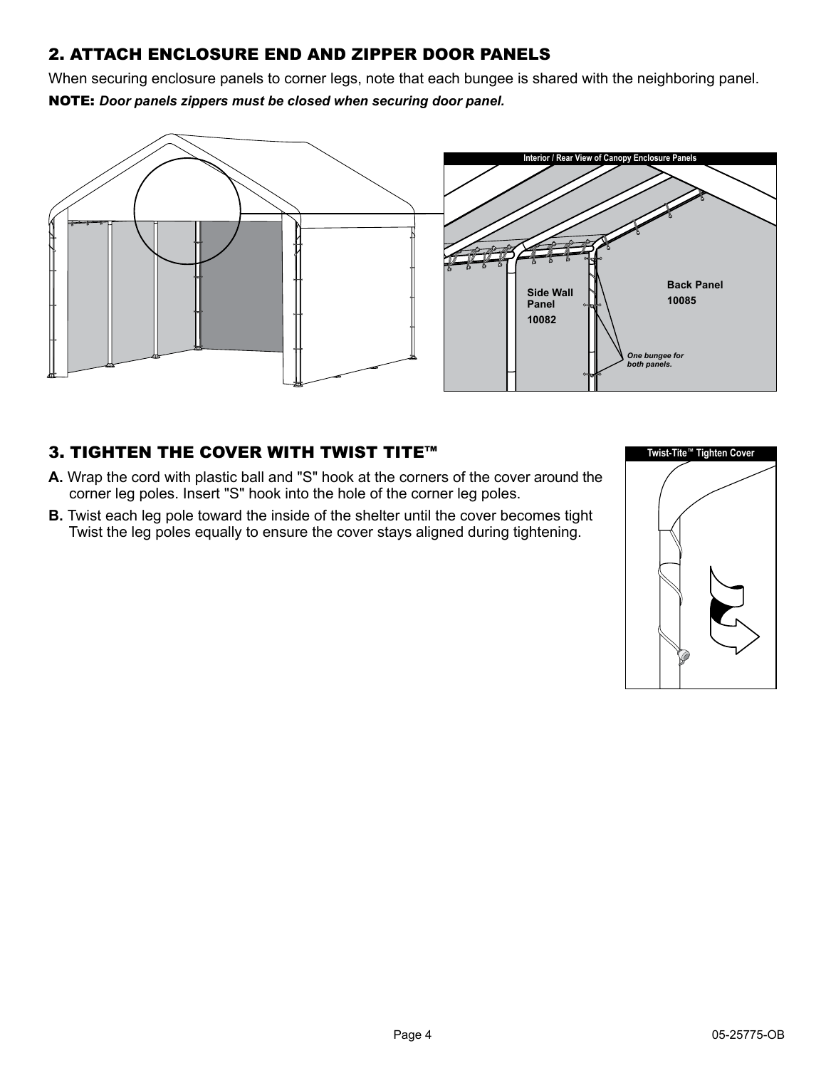## 2. ATTACH ENCLOSURE END AND ZIPPER DOOR PANELS

When securing enclosure panels to corner legs, note that each bungee is shared with the neighboring panel.

**NOTE:** ***Door panels zippers must be closed when securing door panel.***

## 3. TIGHTEN THE COVER WITH TWIST TITE™

**A.** Wrap the cord with plastic ball and "S" hook at the corners of the cover around the corner leg poles. Insert "S" hook into the hole of the corner leg poles.

**B.** Twist each leg pole toward the inside of the shelter until the cover becomes tight Twist the leg poles equally to ensure the cover stays aligned during tightening.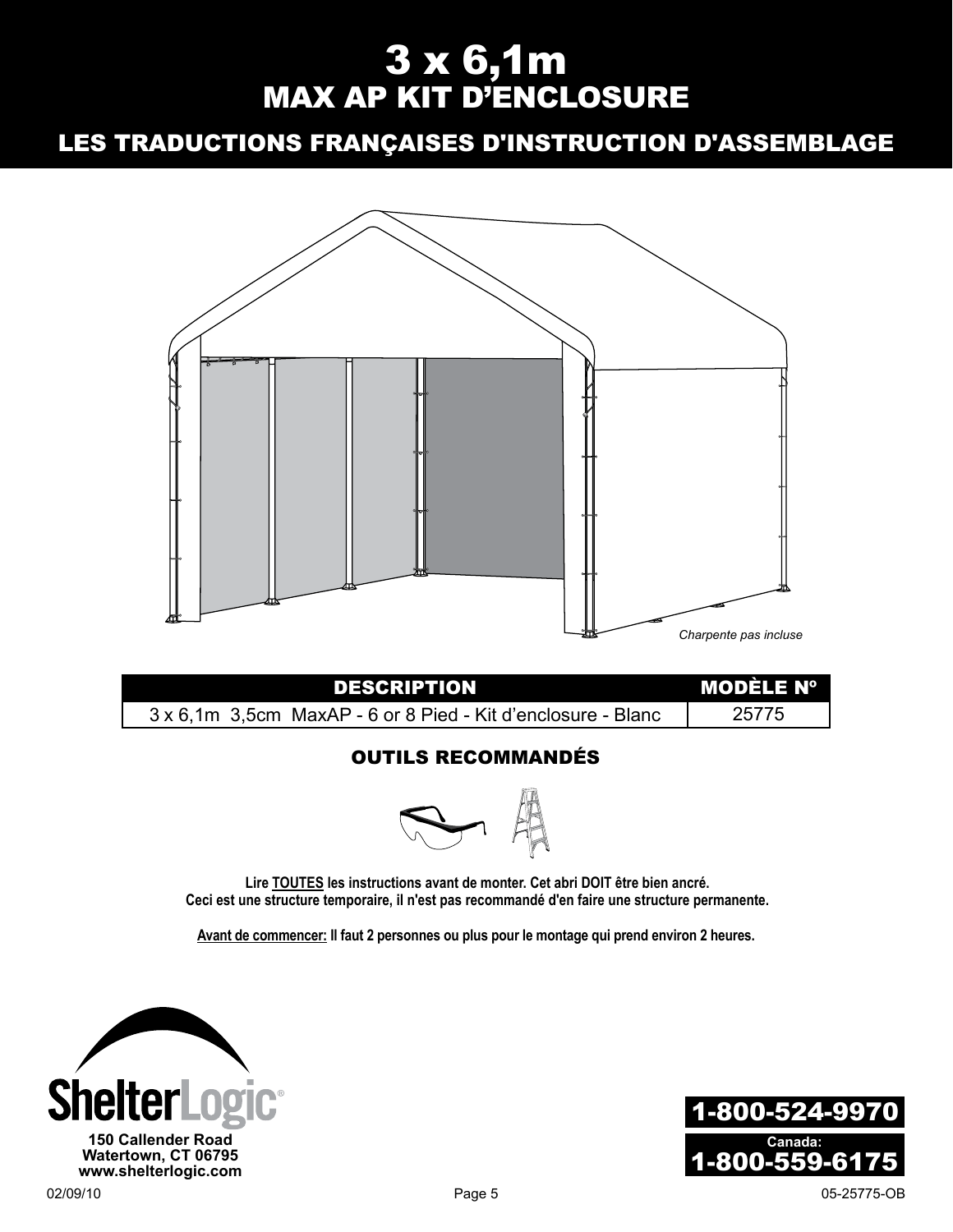# 3 x 6,1m
# MAX AP KIT D'ENCLOSURE

## LES TRADUCTIONS FRANÇAISES D'INSTRUCTION D'ASSEMBLAGE

*Charpente pas incluse*

| DESCRIPTION | MODÈLE Nº |
|---|---|
| 3 x 6,1m 3,5cm MaxAP - 6 or 8 Pied - Kit d'enclosure - Blanc | 25775 |

### OUTILS RECOMMANDÉS

**Lire TOUTES les instructions avant de monter. Cet abri DOIT être bien ancré.**
**Ceci est une structure temporaire, il n'est pas recommandé d'en faire une structure permanente.**

**Avant de commencer: Il faut 2 personnes ou plus pour le montage qui prend environ 2 heures.**

ShelterLogic®
**150 Callender Road**
**Watertown, CT 06795**
**www.shelterlogic.com**

**1-800-524-9970**

**Canada:**
**1-800-559-6175**

02/09/10

05-25775-OB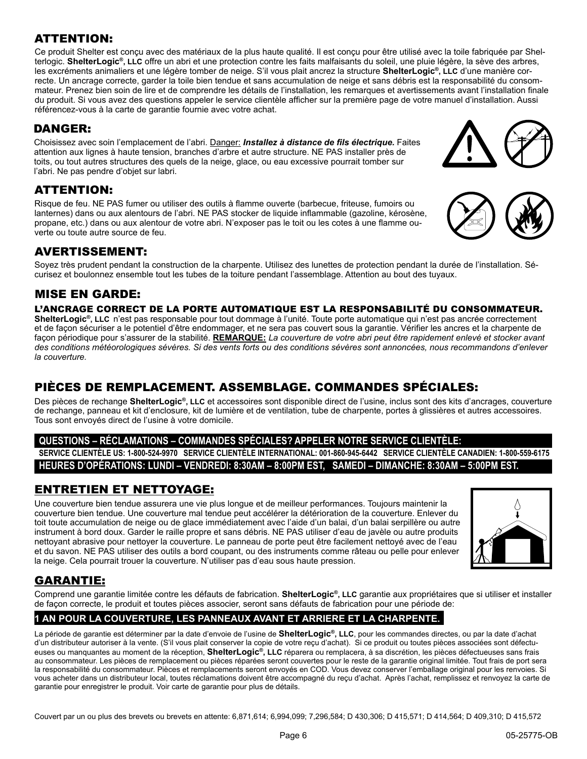## ATTENTION:

Ce produit Shelter est conçu avec des matériaux de la plus haute qualité. Il est conçu pour être utilisé avec la toile fabriquée par Shelterlogic. **ShelterLogic®, LLC** offre un abri et une protection contre les faits malfaisants du soleil, une pluie légère, la sève des arbres, les excréments animaliers et une légère tomber de neige. S'il vous plait ancrez la structure **ShelterLogic®, LLC** d'une manière correcte. Un ancrage correcte, garder la toile bien tendue et sans accumulation de neige et sans débris est la responsabilité du consommateur. Prenez bien soin de lire et de comprendre les détails de l'installation, les remarques et avertissements avant l'installation finale du produit. Si vous avez des questions appeler le service clientèle afficher sur la première page de votre manuel d'installation. Aussi référencez-vous à la carte de garantie fournie avec votre achat.

## DANGER:

Choisissez avec soin l'emplacement de l'abri. Danger: ***Installez à distance de fils électrique.*** Faites attention aux lignes à haute tension, branches d'arbre et autre structure. NE PAS installer près de toits, ou tout autres structures des quels de la neige, glace, ou eau excessive pourrait tomber sur l'abri. Ne pas pendre d'objet sur labri.

## ATTENTION:

Risque de feu. NE PAS fumer ou utiliser des outils à flamme ouverte (barbecue, friteuse, fumoirs ou lanternes) dans ou aux alentours de l'abri. NE PAS stocker de liquide inflammable (gazoline, kérosène, propane, etc.) dans ou aux alentour de votre abri. N'exposer pas le toit ou les cotes à une flamme ouverte ou toute autre source de feu.

## AVERTISSEMENT:

Soyez très prudent pendant la construction de la charpente. Utilisez des lunettes de protection pendant la durée de l'installation. Sécurisez et boulonnez ensemble tout les tubes de la toiture pendant l'assemblage. Attention au bout des tuyaux.

## MISE EN GARDE:

### L'ANCRAGE CORRECT DE LA PORTE AUTOMATIQUE EST LA RESPONSABILITÉ DU CONSOMMATEUR.

**ShelterLogic®, LLC** n'est pas responsable pour tout dommage à l'unité. Toute porte automatique qui n'est pas ancrée correctement et de façon sécuriser a le potentiel d'être endommager, et ne sera pas couvert sous la garantie. Vérifier les ancres et la charpente de façon périodique pour s'assurer de la stabilité. **REMARQUE:** *La couverture de votre abri peut être rapidement enlevé et stocker avant des conditions météorologiques sévères. Si des vents forts ou des conditions sévères sont annoncées, nous recommandons d'enlever la couverture.*

## PIÈCES DE REMPLACEMENT. ASSEMBLAGE. COMMANDES SPÉCIALES:

Des pièces de rechange **ShelterLogic®, LLC** et accessoires sont disponible direct de l'usine, inclus sont des kits d'ancrages, couverture de rechange, panneau et kit d'enclosure, kit de lumière et de ventilation, tube de charpente, portes à glissières et autres accessoires. Tous sont envoyés direct de l'usine à votre domicile.

**QUESTIONS – RÉCLAMATIONS – COMMANDES SPÉCIALES? APPELER NOTRE SERVICE CLIENTÈLE:**

**SERVICE CLIENTÈLE US: 1-800-524-9970 SERVICE CLIENTÈLE INTERNATIONAL: 001-860-945-6442 SERVICE CLIENTÈLE CANADIEN: 1-800-559-6175**

**HEURES D'OPÉRATIONS: LUNDI – VENDREDI: 8:30AM – 8:00PM EST, SAMEDI – DIMANCHE: 8:30AM – 5:00PM EST.**

## ENTRETIEN ET NETTOYAGE:

Une couverture bien tendue assurera une vie plus longue et de meilleur performances. Toujours maintenir la couverture bien tendue. Une couverture mal tendue peut accélérer la détérioration de la couverture. Enlever du toit toute accumulation de neige ou de glace immédiatement avec l'aide d'un balai, d'un balai serpillère ou autre instrument à bord doux. Garder le raille propre et sans débris. NE PAS utiliser d'eau de javèle ou autre produits nettoyant abrasive pour nettoyer la couverture. Le panneau de porte peut être facilement nettoyé avec de l'eau et du savon. NE PAS utiliser des outils a bord coupant, ou des instruments comme râteau ou pelle pour enlever la neige. Cela pourrait trouer la couverture. N'utiliser pas d'eau sous haute pression.

## GARANTIE:

Comprend une garantie limitée contre les défauts de fabrication. **ShelterLogic®, LLC** garantie aux propriétaires que si utiliser et installer de façon correcte, le produit et toutes pièces associer, seront sans défauts de fabrication pour une période de:

**1 AN POUR LA COUVERTURE, LES PANNEAUX AVANT ET ARRIERE ET LA CHARPENTE.**

La période de garantie est déterminer par la date d'envoie de l'usine de **ShelterLogic®, LLC**, pour les commandes directes, ou par la date d'achat d'un distributeur autoriser à la vente. (S'il vous plait conserver la copie de votre reçu d'achat). Si ce produit ou toutes pièces associées sont défectueuses ou manquantes au moment de la réception, **ShelterLogic®, LLC** réparera ou remplacera, à sa discrétion, les pièces défectueuses sans frais au consommateur. Les pièces de remplacement ou pièces réparées seront couvertes pour le reste de la garantie original limitée. Tout frais de port sera la responsabilité du consommateur. Pièces et remplacements seront envoyés en COD. Vous devez conserver l'emballage original pour les renvois. Si vous acheter dans un distributeur local, toutes réclamations doivent être accompagné du reçu d'achat. Après l'achat, remplissez et renvoyez la carte de garantie pour enregistrer le produit. Voir carte de garantie pour plus de détails.

Couvert par un ou plus des brevets ou brevets en attente: 6,871,614; 6,994,099; 7,296,584; D 430,306; D 415,571; D 414,564; D 409,310; D 415,572

05-25775-OB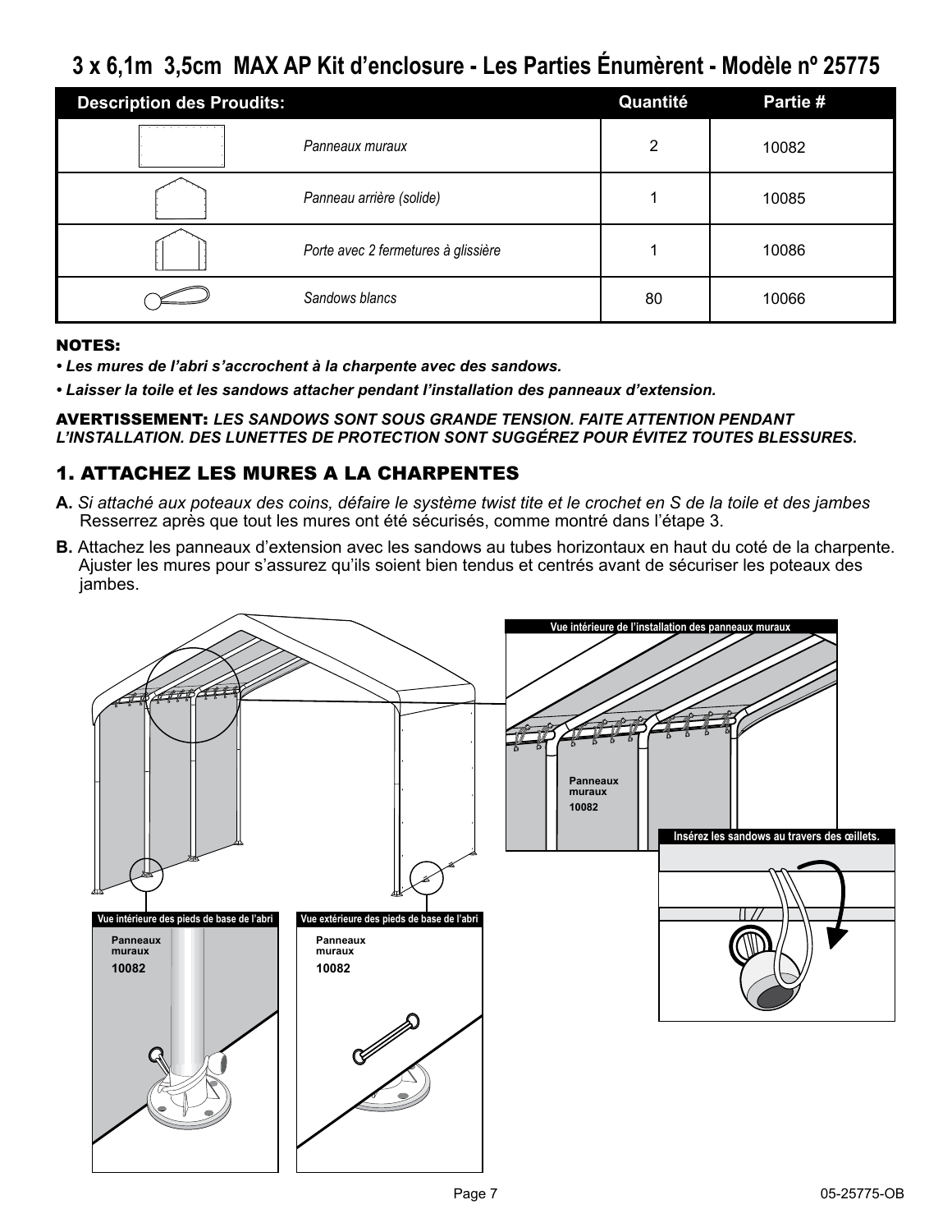# 3 x 6,1m 3,5cm MAX AP Kit d'enclosure - Les Parties Énumèrent - Modèle nº 25775

| Description des Proudits: | Quantité | Partie # |
|---|---|---|
| *Panneaux muraux* | 2 | 10082 |
| *Panneau arrière (solide)* | 1 | 10085 |
| *Porte avec 2 fermetures à glissière* | 1 | 10086 |
| *Sandows blancs* | 80 | 10066 |

**NOTES:**

- ***Les mures de l'abri s'accrochent à la charpente avec des sandows.***
- ***Laisser la toile et les sandows attacher pendant l'installation des panneaux d'extension.***

**AVERTISSEMENT:** ***LES SANDOWS SONT SOUS GRANDE TENSION. FAITE ATTENTION PENDANT L'INSTALLATION. DES LUNETTES DE PROTECTION SONT SUGGÉREZ POUR ÉVITEZ TOUTES BLESSURES.***

## 1. ATTACHEZ LES MURES A LA CHARPENTES

**A.** *Si attaché aux poteaux des coins, défaire le système twist tite et le crochet en S de la toile et des jambes* Resserrez après que tout les mures ont été sécurisés, comme montré dans l'étape 3.

**B.** Attachez les panneaux d'extension avec les sandows au tubes horizontaux en haut du coté de la charpente. Ajuster les mures pour s'assurez qu'ils soient bien tendus et centrés avant de sécuriser les poteaux des jambes.

Vue intérieure de l'installation des panneaux muraux

Panneaux muraux 10082

Insérez les sandows au travers des œillets.

Vue intérieure des pieds de base de l'abri

Panneaux muraux 10082

Vue extérieure des pieds de base de l'abri

Panneaux muraux 10082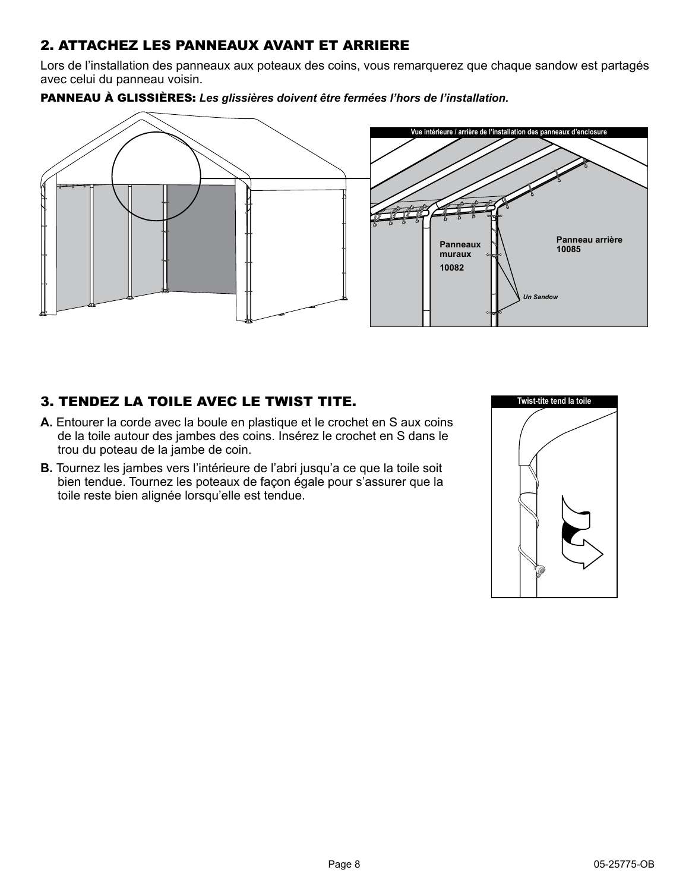## 2. ATTACHEZ LES PANNEAUX AVANT ET ARRIERE

Lors de l'installation des panneaux aux poteaux des coins, vous remarquerez que chaque sandow est partagés avec celui du panneau voisin.

**PANNEAU À GLISSIÈRES:** ***Les glissières doivent être fermées l'hors de l'installation.***

Vue intérieure / arrière de l'installation des panneaux d'enclosure

Panneaux muraux 10082

Panneau arrière 10085

*Un Sandow*

## 3. TENDEZ LA TOILE AVEC LE TWIST TITE.

**A.** Entourer la corde avec la boule en plastique et le crochet en S aux coins de la toile autour des jambes des coins. Insérez le crochet en S dans le trou du poteau de la jambe de coin.

**B.** Tournez les jambes vers l'intérieure de l'abri jusqu'a ce que la toile soit bien tendue. Tournez les poteaux de façon égale pour s'assurer que la toile reste bien alignée lorsqu'elle est tendue.

Twist-tite tend la toile

05-25775-OB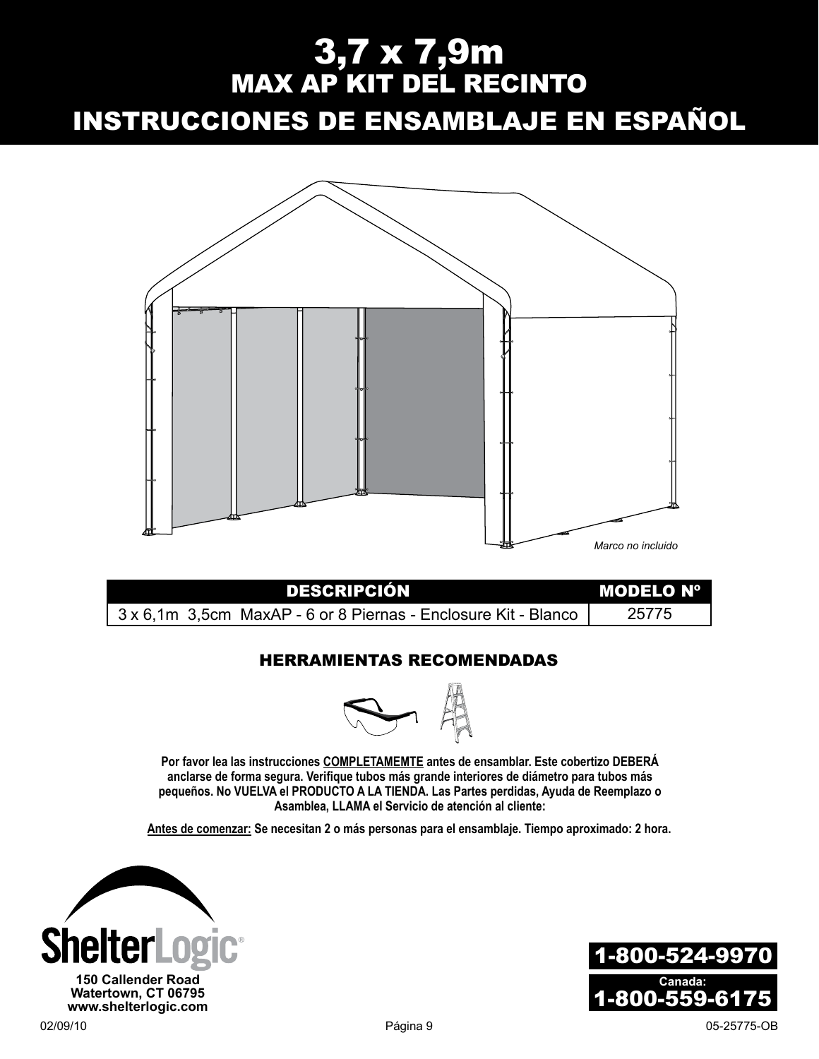# 3,7 x 7,9m
## MAX AP KIT DEL RECINTO
## INSTRUCCIONES DE ENSAMBLAJE EN ESPAÑOL

*Marco no incluido*

| DESCRIPCIÓN | MODELO Nº |
|---|---|
| 3 x 6,1m 3,5cm MaxAP - 6 or 8 Piernas - Enclosure Kit - Blanco | 25775 |

### HERRAMIENTAS RECOMENDADAS

**Por favor lea las instrucciones COMPLETAMEMTE antes de ensamblar. Este cobertizo DEBERÁ anclarse de forma segura. Verifique tubos más grande interiores de diámetro para tubos más pequeños. No VUELVA el PRODUCTO A LA TIENDA. Las Partes perdidas, Ayuda de Reemplazo o Asamblea, LLAMA el Servicio de atención al cliente:**

**Antes de comenzar: Se necesitan 2 o más personas para el ensamblaje. Tiempo aproximado: 2 hora.**

ShelterLogic®
150 Callender Road
Watertown, CT 06795
www.shelterlogic.com

1-800-524-9970
Canada:
1-800-559-6175

02/09/10

05-25775-OB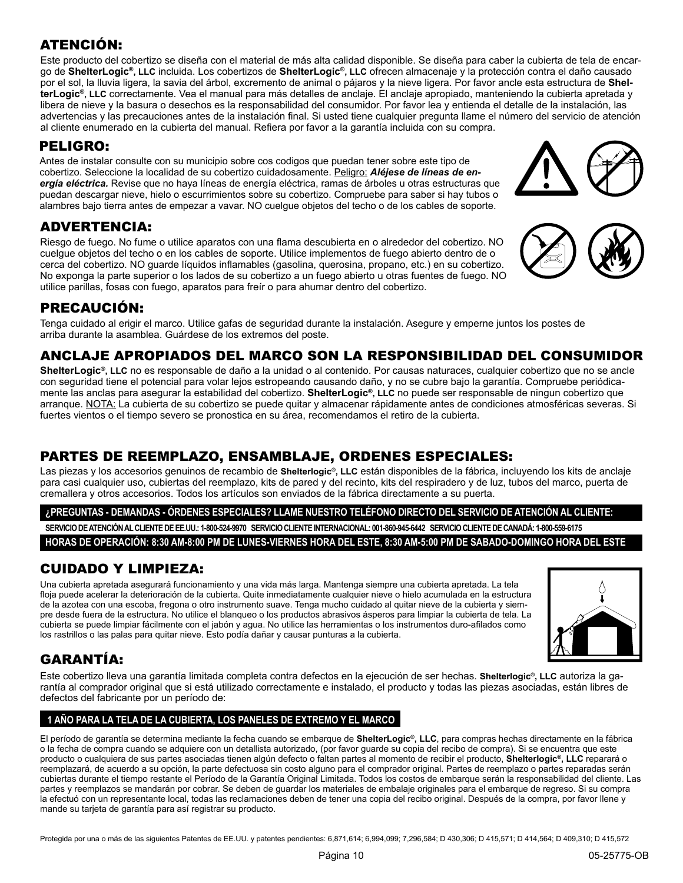## ATENCIÓN:

Este producto del cobertizo se diseña con el material de más alta calidad disponible. Se diseña para caber la cubierta de tela de encargo de **ShelterLogic®, LLC** incluida. Los cobertizos de **ShelterLogic®, LLC** ofrecen almacenaje y la protección contra el daño causado por el sol, la lluvia ligera, la savia del árbol, excremento de animal o pájaros y la nieve ligera. Por favor ancle esta estructura de **ShelterLogic®, LLC** correctamente. Vea el manual para más detalles de anclaje. El anclaje apropiado, manteniendo la cubierta apretada y libera de nieve y la basura o desechos es la responsabilidad del consumidor. Por favor lea y entienda el detalle de la instalación, las advertencias y las precauciones antes de la instalación final. Si usted tiene cualquier pregunta llame el número del servicio de atención al cliente enumerado en la cubierta del manual. Refiera por favor a la garantía incluida con su compra.

## PELIGRO:

Antes de instalar consulte con su municipio sobre cos codigos que puedan tener sobre este tipo de cobertizo. Seleccione la localidad de su cobertizo cuidadosamente. Peligro: ***Aléjese de líneas de energía eléctrica.*** Revise que no haya líneas de energía eléctrica, ramas de árboles u otras estructuras que puedan descargar nieve, hielo o escurrimientos sobre su cobertizo. Compruebe para saber si hay tubos o alambres bajo tierra antes de empezar a vavar. NO cuelgue objetos del techo o de los cables de soporte.

## ADVERTENCIA:

Riesgo de fuego. No fume o utilice aparatos con una flama descubierta en o alrededor del cobertizo. NO cuelgue objetos del techo o en los cables de soporte. Utilice implementos de fuego abierto dentro de o cerca del cobertizo. NO guarde líquidos inflamables (gasolina, querosina, propano, etc.) en su cobertizo. No exponga la parte superior o los lados de su cobertizo a un fuego abierto u otras fuentes de fuego. NO utilice parillas, fosas con fuego, aparatos para freír o para ahumar dentro del cobertizo.

## PRECAUCIÓN:

Tenga cuidado al erigir el marco. Utilice gafas de seguridad durante la instalación. Asegure y emperne juntos los postes de arriba durante la asamblea. Guárdese de los extremos del poste.

## ANCLAJE APROPIADOS DEL MARCO SON LA RESPONSIBILIDAD DEL CONSUMIDOR

**ShelterLogic®, LLC** no es responsable de daño a la unidad o al contenido. Por causas naturaces, cualquier cobertizo que no se ancle con seguridad tiene el potencial para volar lejos estropeando causando daño, y no se cubre bajo la garantía. Compruebe periódicamente las anclas para asegurar la estabilidad del cobertizo. **ShelterLogic®, LLC** no puede ser responsable de ningun cobertizo que arranque. NOTA: La cubierta de su cobertizo se puede quitar y almacenar rápidamente antes de condiciones atmosféricas severas. Si fuertes vientos o el tiempo severo se pronostica en su área, recomendamos el retiro de la cubierta.

## PARTES DE REEMPLAZO, ENSAMBLAJE, ORDENES ESPECIALES:

Las piezas y los accesorios genuinos de recambio de **Shelterlogic®, LLC** están disponibles de la fábrica, incluyendo los kits de anclaje para casi cualquier uso, cubiertas del reemplazo, kits de pared y del recinto, kits del respiradero y de luz, tubos del marco, puerta de cremallera y otros accesorios. Todos los artículos son enviados de la fábrica directamente a su puerta.

**¿PREGUNTAS - DEMANDAS - ÓRDENES ESPECIALES? LLAME NUESTRO TELÉFONO DIRECTO DEL SERVICIO DE ATENCIÓN AL CLIENTE:**

**SERVICIO DE ATENCIÓN AL CLIENTE DE EE.UU.: 1-800-524-9970 SERVICIO CLIENTE INTERNACIONAL: 001-860-945-6442 SERVICIO CLIENTE DE CANADÁ: 1-800-559-6175**

**HORAS DE OPERACIÓN: 8:30 AM-8:00 PM DE LUNES-VIERNES HORA DEL ESTE, 8:30 AM-5:00 PM DE SABADO-DOMINGO HORA DEL ESTE**

## CUIDADO Y LIMPIEZA:

Una cubierta apretada asegurará funcionamiento y una vida más larga. Mantenga siempre una cubierta apretada. La tela floja puede acelerar la deterioración de la cubierta. Quite inmediatamente cualquier nieve o hielo acumulada en la estructura de la azotea con una escoba, fregona o otro instrumento suave. Tenga mucho cuidado al quitar nieve de la cubierta y siempre desde fuera de la estructura. No utilice el blanqueo o los productos abrasivos ásperos para limpiar la cubierta de tela. La cubierta se puede limpiar fácilmente con el jabón y agua. No utilice las herramientas o los instrumentos duro-afilados como los rastrillos o las palas para quitar nieve. Esto podía dañar y causar punturas a la cubierta.

## GARANTÍA:

Este cobertizo lleva una garantía limitada completa contra defectos en la ejecución de ser hechas. **Shelterlogic®, LLC** autoriza la garantía al comprador original que si está utilizado correctamente e instalado, el producto y todas las piezas asociadas, están libres de defectos del fabricante por un período de:

**1 AÑO PARA LA TELA DE LA CUBIERTA, LOS PANELES DE EXTREMO Y EL MARCO**

El período de garantía se determina mediante la fecha cuando se embarque de **ShelterLogic®, LLC**, para compras hechas directamente en la fábrica o la fecha de compra cuando se adquiere con un detallista autorizado, (por favor guarde su copia del recibo de compra). Si se encuentra que este producto o cualquiera de sus partes asociadas tienen algún defecto o faltan partes al momento de recibir el producto, **Shelterlogic®, LLC** reparará o reemplazará, de acuerdo a su opción, la parte defectuosa sin costo alguno para el comprador original. Partes de reemplazo o partes reparadas serán cubiertas durante el tiempo restante el Período de la Garantía Original Limitada. Todos los costos de embarque serán la responsabilidad del cliente. Las partes y reemplazos se mandarán por cobrar. Se deben de guardar los materiales de embalaje originales para el embarque de regreso. Si su compra la efectuó con un representante local, todas las reclamaciones deben de tener una copia del recibo original. Después de la compra, por favor llene y mande su tarjeta de garantía para así registrar su producto.

Protegida por una o más de las siguientes Patentes de EE.UU. y patentes pendientes: 6,871,614; 6,994,099; 7,296,584; D 430,306; D 415,571; D 414,564; D 409,310; D 415,572

05-25775-OB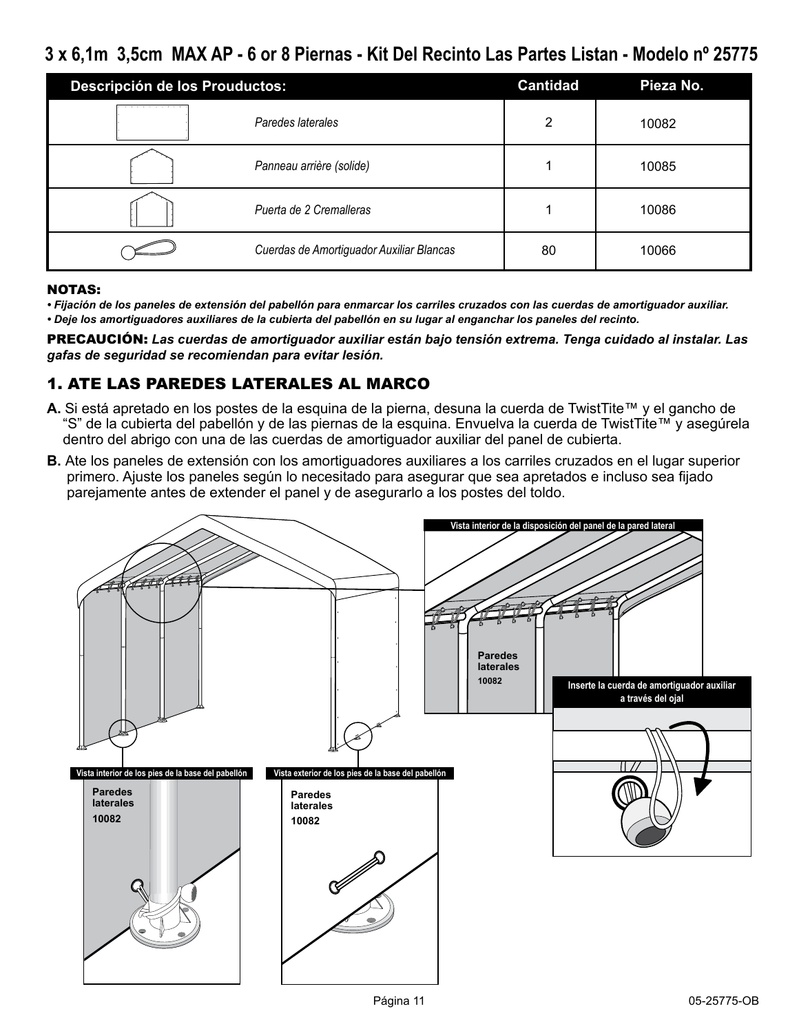# 3 x 6,1m 3,5cm MAX AP - 6 or 8 Piernas - Kit Del Recinto Las Partes Listan - Modelo nº 25775

| Descripción de los Prouductos: | Cantidad | Pieza No. |
|---|---|---|
| *Paredes laterales* | 2 | 10082 |
| *Panneau arrière (solide)* | 1 | 10085 |
| *Puerta de 2 Cremalleras* | 1 | 10086 |
| *Cuerdas de Amortiguador Auxiliar Blancas* | 80 | 10066 |

**NOTAS:**

- ***Fijación de los paneles de extensión del pabellón para enmarcar los carriles cruzados con las cuerdas de amortiguador auxiliar.***
- ***Deje los amortiguadores auxiliares de la cubierta del pabellón en su lugar al enganchar los paneles del recinto.***

**PRECAUCIÓN:** ***Las cuerdas de amortiguador auxiliar están bajo tensión extrema. Tenga cuidado al instalar. Las gafas de seguridad se recomiendan para evitar lesión.***

## 1. ATE LAS PAREDES LATERALES AL MARCO

**A.** Si está apretado en los postes de la esquina de la pierna, desuna la cuerda de TwistTite™ y el gancho de "S" de la cubierta del pabellón y de las piernas de la esquina. Envuelva la cuerda de TwistTite™ y asegúrela dentro del abrigo con una de las cuerdas de amortiguador auxiliar del panel de cubierta.

**B.** Ate los paneles de extensión con los amortiguadores auxiliares a los carriles cruzados en el lugar superior primero. Ajuste los paneles según lo necesitado para asegurar que sea apretados e incluso sea fijado parejamente antes de extender el panel y de asegurarlo a los postes del toldo.

Vista interior de la disposición del panel de la pared lateral

Paredes laterales 10082

Inserte la cuerda de amortiguador auxiliar a través del ojal

Vista interior de los pies de la base del pabellón

Paredes laterales 10082

Vista exterior de los pies de la base del pabellón

Paredes laterales 10082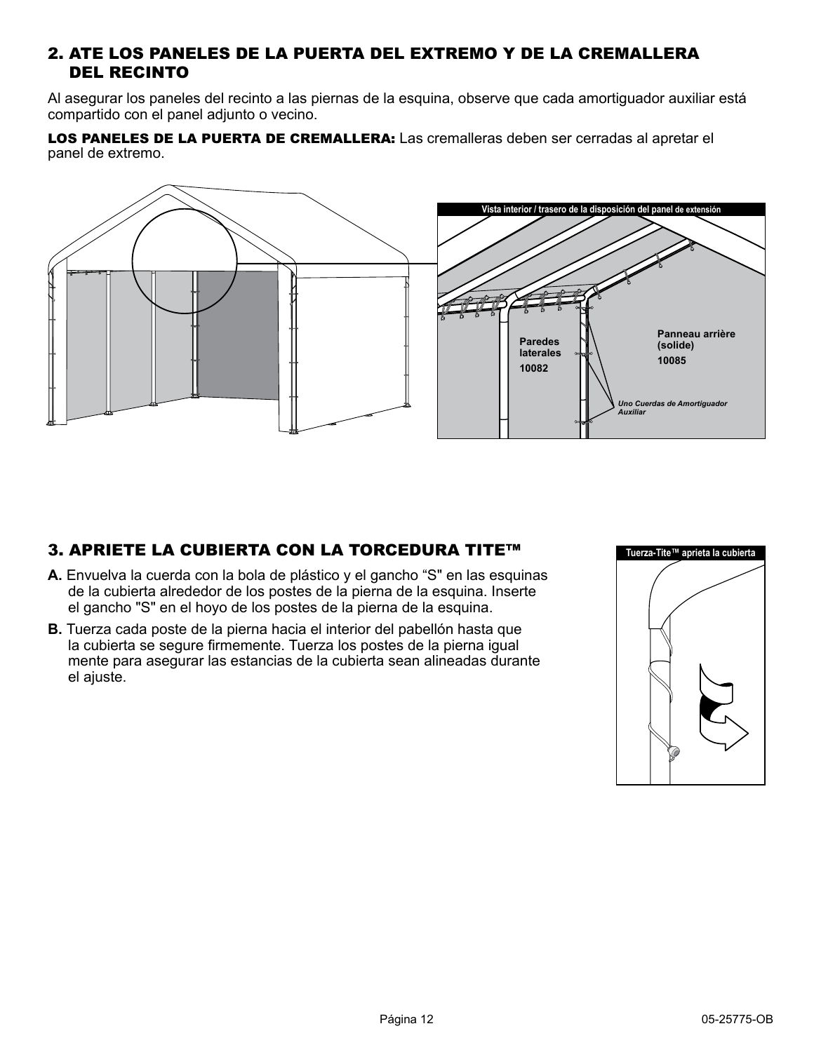## 2. ATE LOS PANELES DE LA PUERTA DEL EXTREMO Y DE LA CREMALLERA DEL RECINTO

Al asegurar los paneles del recinto a las piernas de la esquina, observe que cada amortiguador auxiliar está compartido con el panel adjunto o vecino.

**LOS PANELES DE LA PUERTA DE CREMALLERA:** Las cremalleras deben ser cerradas al apretar el panel de extremo.

Vista interior / trasero de la disposición del panel de extensión

Paredes laterales
10082

Panneau arrière (solide)
10085

*Uno Cuerdas de Amortiguador Auxiliar*

## 3. APRIETE LA CUBIERTA CON LA TORCEDURA TITE™

**A.** Envuelva la cuerda con la bola de plástico y el gancho “S" en las esquinas de la cubierta alrededor de los postes de la pierna de la esquina. Inserte el gancho "S" en el hoyo de los postes de la pierna de la esquina.

**B.** Tuerza cada poste de la pierna hacia el interior del pabellón hasta que la cubierta se segure firmemente. Tuerza los postes de la pierna igual mente para asegurar las estancias de la cubierta sean alineadas durante el ajuste.

Tuerza-Tite™ aprieta la cubierta

05-25775-OB